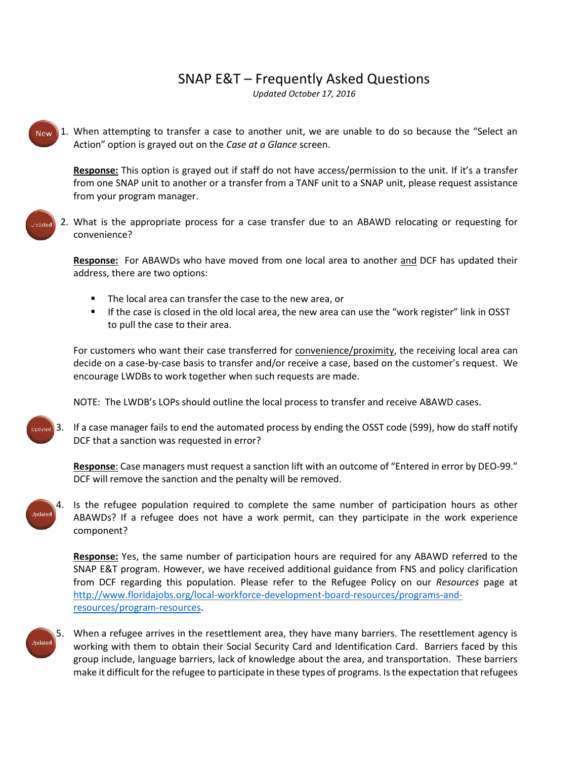# SNAP E&T – Frequently Asked Questions

*Updated October 17, 2016*

New

1. When attempting to transfer a case to another unit, we are unable to do so because the "Select an Action" option is grayed out on the *Case at a Glance* screen.

   **Response:** This option is grayed out if staff do not have access/permission to the unit. If it's a transfer from one SNAP unit to another or a transfer from a TANF unit to a SNAP unit, please request assistance from your program manager.

Updated

2. What is the appropriate process for a case transfer due to an ABAWD relocating or requesting for convenience?

   **Response:** For ABAWDs who have moved from one local area to another <u>and</u> DCF has updated their address, there are two options:

   - The local area can transfer the case to the new area, or
   - If the case is closed in the old local area, the new area can use the "work register" link in OSST to pull the case to their area.

   For customers who want their case transferred for <u>convenience/proximity</u>, the receiving local area can decide on a case-by-case basis to transfer and/or receive a case, based on the customer's request. We encourage LWDBs to work together when such requests are made.

   NOTE: The LWDB's LOPs should outline the local process to transfer and receive ABAWD cases.

Updated

3. If a case manager fails to end the automated process by ending the OSST code (599), how do staff notify DCF that a sanction was requested in error?

   **Response**: Case managers must request a sanction lift with an outcome of "Entered in error by DEO-99." DCF will remove the sanction and the penalty will be removed.

Updated

4. Is the refugee population required to complete the same number of participation hours as other ABAWDs? If a refugee does not have a work permit, can they participate in the work experience component?

   **Response:** Yes, the same number of participation hours are required for any ABAWD referred to the SNAP E&T program. However, we have received additional guidance from FNS and policy clarification from DCF regarding this population. Please refer to the Refugee Policy on our *Resources* page at [http://www.floridajobs.org/local-workforce-development-board-resources/programs-and-resources/program-resources](http://www.floridajobs.org/local-workforce-development-board-resources/programs-and-resources/program-resources).

Updated

5. When a refugee arrives in the resettlement area, they have many barriers. The resettlement agency is working with them to obtain their Social Security Card and Identification Card. Barriers faced by this group include, language barriers, lack of knowledge about the area, and transportation. These barriers make it difficult for the refugee to participate in these types of programs. Is the expectation that refugees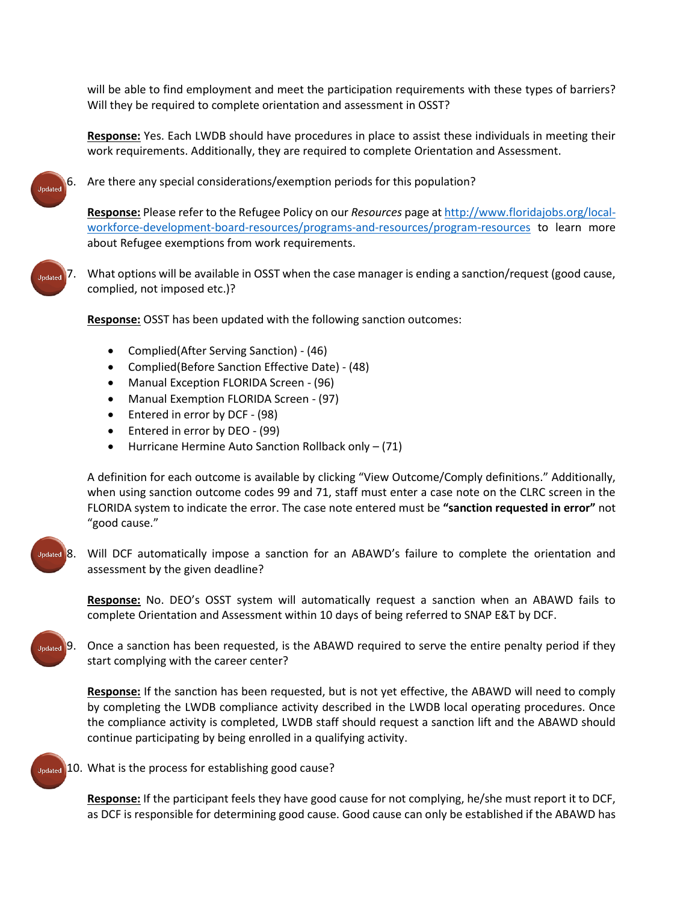will be able to find employment and meet the participation requirements with these types of barriers? Will they be required to complete orientation and assessment in OSST?

**Response:** Yes. Each LWDB should have procedures in place to assist these individuals in meeting their work requirements. Additionally, they are required to complete Orientation and Assessment.

Updated 6. Are there any special considerations/exemption periods for this population?

**Response:** Please refer to the Refugee Policy on our *Resources* page at [http://www.floridajobs.org/local-workforce-development-board-resources/programs-and-resources/program-resources](http://www.floridajobs.org/local-workforce-development-board-resources/programs-and-resources/program-resources) to learn more about Refugee exemptions from work requirements.

Updated 7. What options will be available in OSST when the case manager is ending a sanction/request (good cause, complied, not imposed etc.)?

**Response:** OSST has been updated with the following sanction outcomes:

- Complied(After Serving Sanction) - (46)
- Complied(Before Sanction Effective Date) - (48)
- Manual Exception FLORIDA Screen - (96)
- Manual Exemption FLORIDA Screen - (97)
- Entered in error by DCF - (98)
- Entered in error by DEO - (99)
- Hurricane Hermine Auto Sanction Rollback only – (71)

A definition for each outcome is available by clicking "View Outcome/Comply definitions." Additionally, when using sanction outcome codes 99 and 71, staff must enter a case note on the CLRC screen in the FLORIDA system to indicate the error. The case note entered must be **"sanction requested in error"** not "good cause."

Updated 8. Will DCF automatically impose a sanction for an ABAWD's failure to complete the orientation and assessment by the given deadline?

**Response:** No. DEO's OSST system will automatically request a sanction when an ABAWD fails to complete Orientation and Assessment within 10 days of being referred to SNAP E&T by DCF.

Updated 9. Once a sanction has been requested, is the ABAWD required to serve the entire penalty period if they start complying with the career center?

**Response:** If the sanction has been requested, but is not yet effective, the ABAWD will need to comply by completing the LWDB compliance activity described in the LWDB local operating procedures. Once the compliance activity is completed, LWDB staff should request a sanction lift and the ABAWD should continue participating by being enrolled in a qualifying activity.

Updated 10. What is the process for establishing good cause?

**Response:** If the participant feels they have good cause for not complying, he/she must report it to DCF, as DCF is responsible for determining good cause. Good cause can only be established if the ABAWD has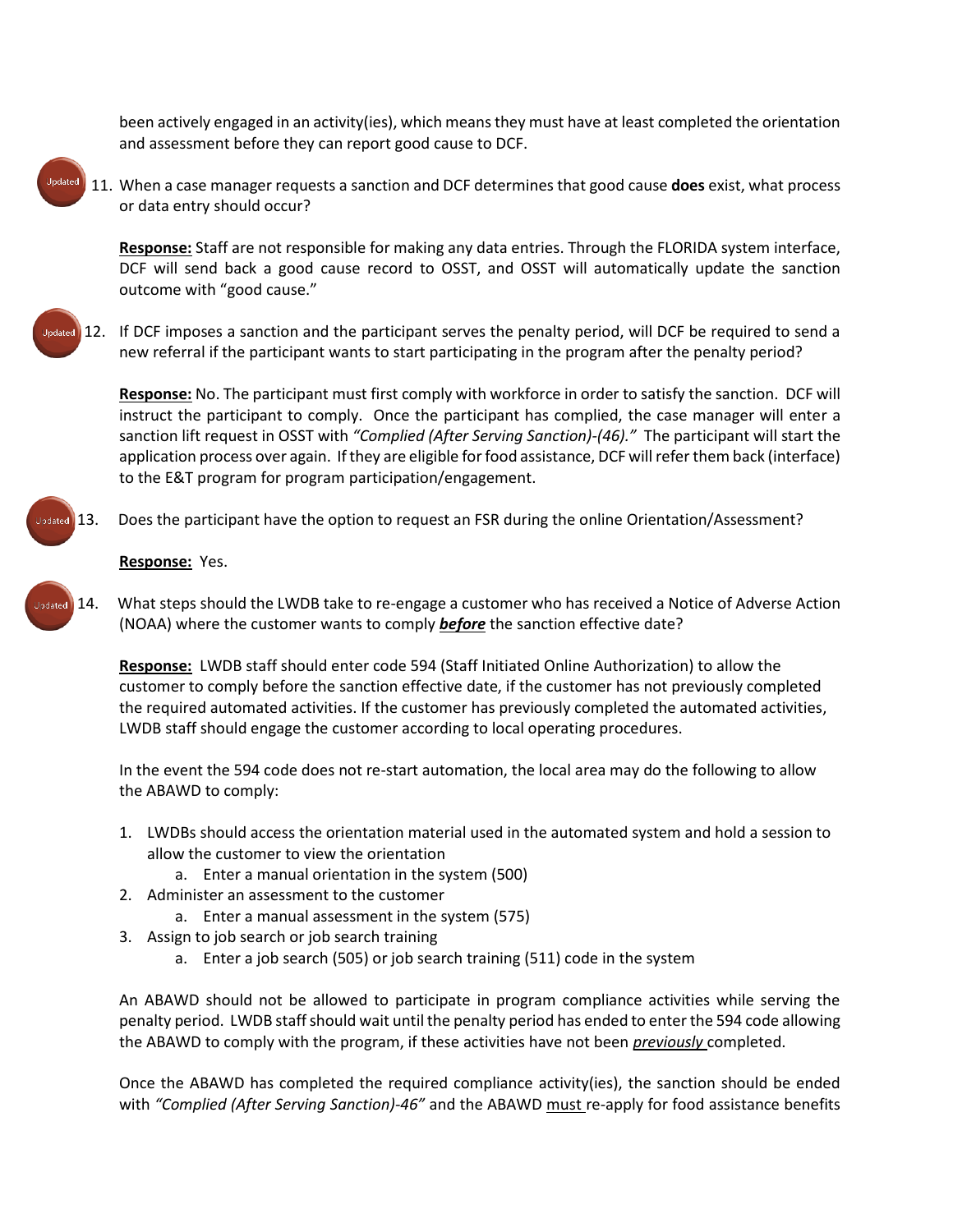been actively engaged in an activity(ies), which means they must have at least completed the orientation and assessment before they can report good cause to DCF.

Updated 11. When a case manager requests a sanction and DCF determines that good cause **does** exist, what process or data entry should occur?

**Response:** Staff are not responsible for making any data entries. Through the FLORIDA system interface, DCF will send back a good cause record to OSST, and OSST will automatically update the sanction outcome with "good cause."

Updated 12. If DCF imposes a sanction and the participant serves the penalty period, will DCF be required to send a new referral if the participant wants to start participating in the program after the penalty period?

**Response:** No. The participant must first comply with workforce in order to satisfy the sanction. DCF will instruct the participant to comply. Once the participant has complied, the case manager will enter a sanction lift request in OSST with *"Complied (After Serving Sanction)-(46)."* The participant will start the application process over again. If they are eligible for food assistance, DCF will refer them back (interface) to the E&T program for program participation/engagement.

Updated 13. Does the participant have the option to request an FSR during the online Orientation/Assessment?

**Response:** Yes.

Updated 14. What steps should the LWDB take to re-engage a customer who has received a Notice of Adverse Action (NOAA) where the customer wants to comply ***before*** the sanction effective date?

**Response:** LWDB staff should enter code 594 (Staff Initiated Online Authorization) to allow the customer to comply before the sanction effective date, if the customer has not previously completed the required automated activities. If the customer has previously completed the automated activities, LWDB staff should engage the customer according to local operating procedures.

In the event the 594 code does not re-start automation, the local area may do the following to allow the ABAWD to comply:

1. LWDBs should access the orientation material used in the automated system and hold a session to allow the customer to view the orientation
   a. Enter a manual orientation in the system (500)
2. Administer an assessment to the customer
   a. Enter a manual assessment in the system (575)
3. Assign to job search or job search training
   a. Enter a job search (505) or job search training (511) code in the system

An ABAWD should not be allowed to participate in program compliance activities while serving the penalty period. LWDB staff should wait until the penalty period has ended to enter the 594 code allowing the ABAWD to comply with the program, if these activities have not been *previously* completed.

Once the ABAWD has completed the required compliance activity(ies), the sanction should be ended with *"Complied (After Serving Sanction)-46"* and the ABAWD must re-apply for food assistance benefits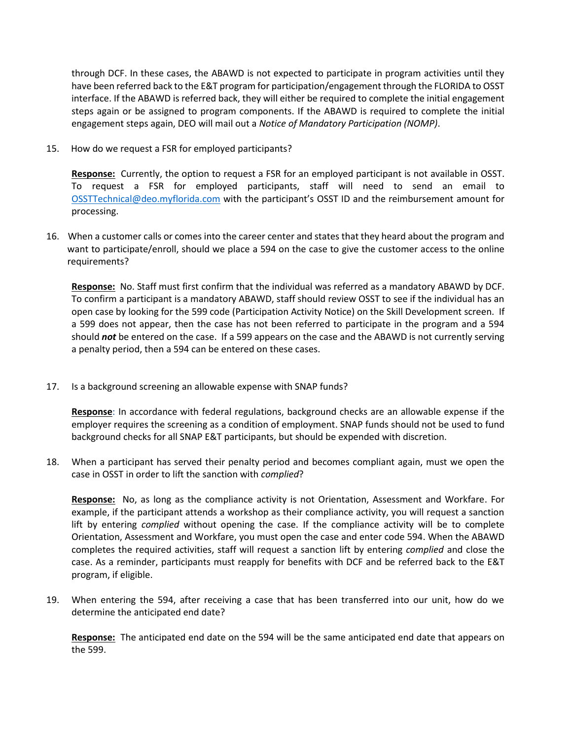through DCF. In these cases, the ABAWD is not expected to participate in program activities until they have been referred back to the E&T program for participation/engagement through the FLORIDA to OSST interface. If the ABAWD is referred back, they will either be required to complete the initial engagement steps again or be assigned to program components. If the ABAWD is required to complete the initial engagement steps again, DEO will mail out a *Notice of Mandatory Participation (NOMP)*.

15. How do we request a FSR for employed participants?

    **Response:** Currently, the option to request a FSR for an employed participant is not available in OSST. To request a FSR for employed participants, staff will need to send an email to OSSTTechnical@deo.myflorida.com with the participant's OSST ID and the reimbursement amount for processing.

16. When a customer calls or comes into the career center and states that they heard about the program and want to participate/enroll, should we place a 594 on the case to give the customer access to the online requirements?

    **Response:** No. Staff must first confirm that the individual was referred as a mandatory ABAWD by DCF. To confirm a participant is a mandatory ABAWD, staff should review OSST to see if the individual has an open case by looking for the 599 code (Participation Activity Notice) on the Skill Development screen. If a 599 does not appear, then the case has not been referred to participate in the program and a 594 should ***not*** be entered on the case. If a 599 appears on the case and the ABAWD is not currently serving a penalty period, then a 594 can be entered on these cases.

17. Is a background screening an allowable expense with SNAP funds?

    **Response**: In accordance with federal regulations, background checks are an allowable expense if the employer requires the screening as a condition of employment. SNAP funds should not be used to fund background checks for all SNAP E&T participants, but should be expended with discretion.

18. When a participant has served their penalty period and becomes compliant again, must we open the case in OSST in order to lift the sanction with *complied*?

    **Response:** No, as long as the compliance activity is not Orientation, Assessment and Workfare. For example, if the participant attends a workshop as their compliance activity, you will request a sanction lift by entering *complied* without opening the case. If the compliance activity will be to complete Orientation, Assessment and Workfare, you must open the case and enter code 594. When the ABAWD completes the required activities, staff will request a sanction lift by entering *complied* and close the case. As a reminder, participants must reapply for benefits with DCF and be referred back to the E&T program, if eligible.

19. When entering the 594, after receiving a case that has been transferred into our unit, how do we determine the anticipated end date?

    **Response:** The anticipated end date on the 594 will be the same anticipated end date that appears on the 599.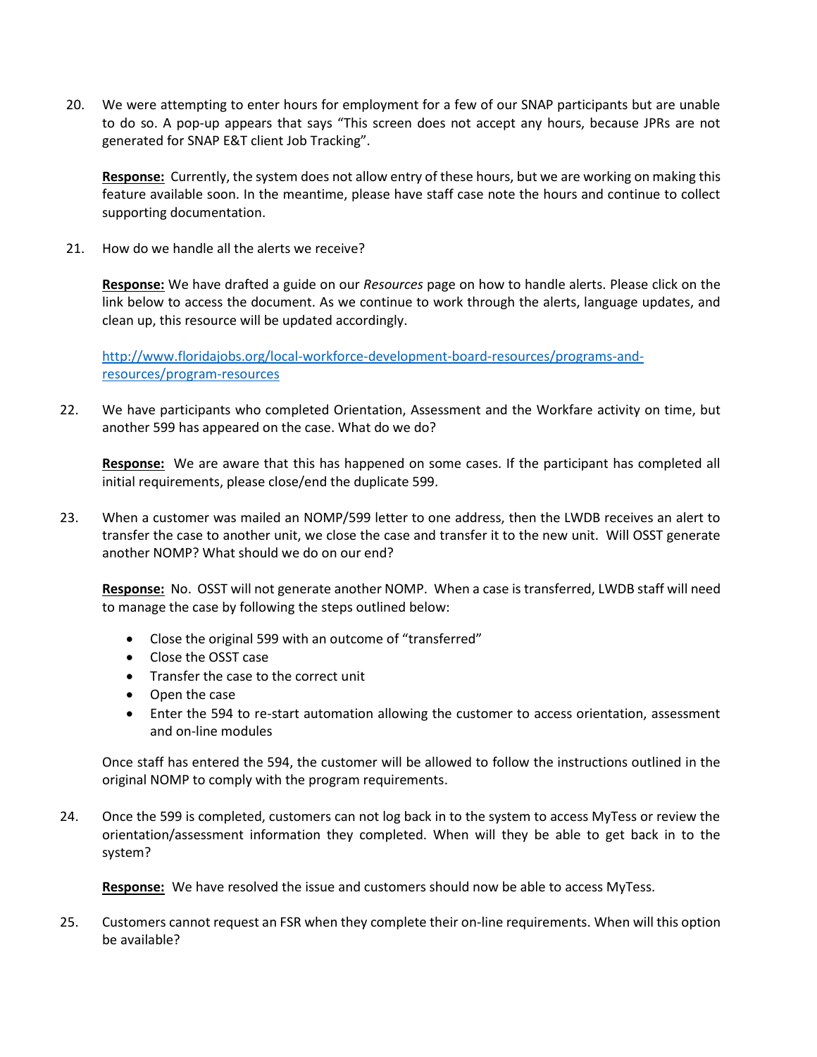20. We were attempting to enter hours for employment for a few of our SNAP participants but are unable to do so. A pop-up appears that says "This screen does not accept any hours, because JPRs are not generated for SNAP E&T client Job Tracking".

    **Response:** Currently, the system does not allow entry of these hours, but we are working on making this feature available soon. In the meantime, please have staff case note the hours and continue to collect supporting documentation.

21. How do we handle all the alerts we receive?

    **Response:** We have drafted a guide on our *Resources* page on how to handle alerts. Please click on the link below to access the document. As we continue to work through the alerts, language updates, and clean up, this resource will be updated accordingly.

    [http://www.floridajobs.org/local-workforce-development-board-resources/programs-and-resources/program-resources](http://www.floridajobs.org/local-workforce-development-board-resources/programs-and-resources/program-resources)

22. We have participants who completed Orientation, Assessment and the Workfare activity on time, but another 599 has appeared on the case. What do we do?

    **Response:** We are aware that this has happened on some cases. If the participant has completed all initial requirements, please close/end the duplicate 599.

23. When a customer was mailed an NOMP/599 letter to one address, then the LWDB receives an alert to transfer the case to another unit, we close the case and transfer it to the new unit. Will OSST generate another NOMP? What should we do on our end?

    **Response:** No. OSST will not generate another NOMP. When a case is transferred, LWDB staff will need to manage the case by following the steps outlined below:

    - Close the original 599 with an outcome of "transferred"
    - Close the OSST case
    - Transfer the case to the correct unit
    - Open the case
    - Enter the 594 to re-start automation allowing the customer to access orientation, assessment and on-line modules

    Once staff has entered the 594, the customer will be allowed to follow the instructions outlined in the original NOMP to comply with the program requirements.

24. Once the 599 is completed, customers can not log back in to the system to access MyTess or review the orientation/assessment information they completed. When will they be able to get back in to the system?

    **Response:** We have resolved the issue and customers should now be able to access MyTess.

25. Customers cannot request an FSR when they complete their on-line requirements. When will this option be available?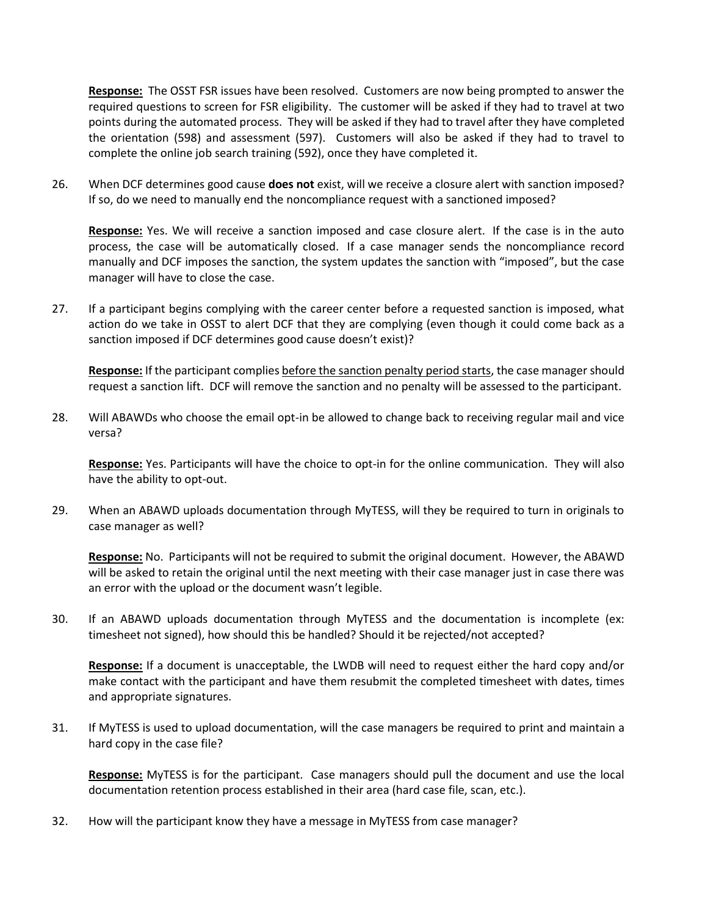**Response:** The OSST FSR issues have been resolved. Customers are now being prompted to answer the required questions to screen for FSR eligibility. The customer will be asked if they had to travel at two points during the automated process. They will be asked if they had to travel after they have completed the orientation (598) and assessment (597). Customers will also be asked if they had to travel to complete the online job search training (592), once they have completed it.

26. When DCF determines good cause **does not** exist, will we receive a closure alert with sanction imposed? If so, do we need to manually end the noncompliance request with a sanctioned imposed?

    **Response:** Yes. We will receive a sanction imposed and case closure alert. If the case is in the auto process, the case will be automatically closed. If a case manager sends the noncompliance record manually and DCF imposes the sanction, the system updates the sanction with "imposed", but the case manager will have to close the case.

27. If a participant begins complying with the career center before a requested sanction is imposed, what action do we take in OSST to alert DCF that they are complying (even though it could come back as a sanction imposed if DCF determines good cause doesn't exist)?

    **Response:** If the participant complies <u>before the sanction penalty period starts</u>, the case manager should request a sanction lift. DCF will remove the sanction and no penalty will be assessed to the participant.

28. Will ABAWDs who choose the email opt-in be allowed to change back to receiving regular mail and vice versa?

    **Response:** Yes. Participants will have the choice to opt-in for the online communication. They will also have the ability to opt-out.

29. When an ABAWD uploads documentation through MyTESS, will they be required to turn in originals to case manager as well?

    **Response:** No. Participants will not be required to submit the original document. However, the ABAWD will be asked to retain the original until the next meeting with their case manager just in case there was an error with the upload or the document wasn't legible.

30. If an ABAWD uploads documentation through MyTESS and the documentation is incomplete (ex: timesheet not signed), how should this be handled? Should it be rejected/not accepted?

    **Response:** If a document is unacceptable, the LWDB will need to request either the hard copy and/or make contact with the participant and have them resubmit the completed timesheet with dates, times and appropriate signatures.

31. If MyTESS is used to upload documentation, will the case managers be required to print and maintain a hard copy in the case file?

    **Response:** MyTESS is for the participant. Case managers should pull the document and use the local documentation retention process established in their area (hard case file, scan, etc.).

32. How will the participant know they have a message in MyTESS from case manager?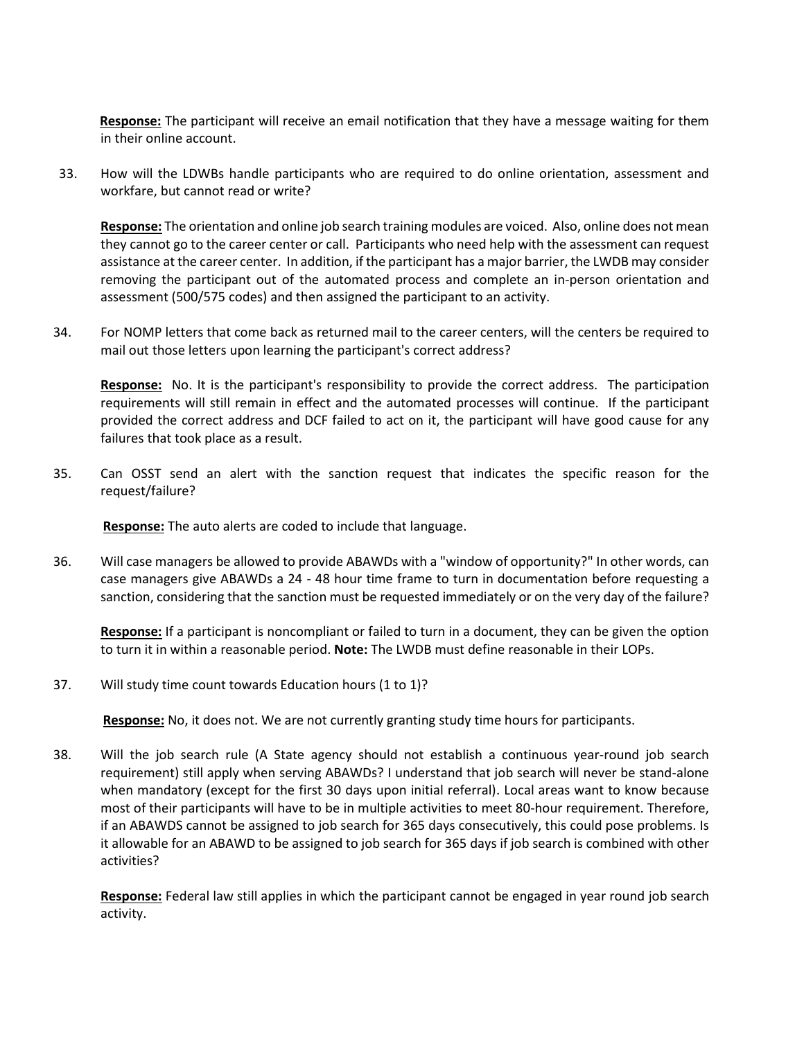**Response:** The participant will receive an email notification that they have a message waiting for them in their online account.

33. How will the LDWBs handle participants who are required to do online orientation, assessment and workfare, but cannot read or write?

    **Response:** The orientation and online job search training modules are voiced. Also, online does not mean they cannot go to the career center or call. Participants who need help with the assessment can request assistance at the career center. In addition, if the participant has a major barrier, the LWDB may consider removing the participant out of the automated process and complete an in-person orientation and assessment (500/575 codes) and then assigned the participant to an activity.

34. For NOMP letters that come back as returned mail to the career centers, will the centers be required to mail out those letters upon learning the participant's correct address?

    **Response:** No. It is the participant's responsibility to provide the correct address. The participation requirements will still remain in effect and the automated processes will continue. If the participant provided the correct address and DCF failed to act on it, the participant will have good cause for any failures that took place as a result.

35. Can OSST send an alert with the sanction request that indicates the specific reason for the request/failure?

    **Response:** The auto alerts are coded to include that language.

36. Will case managers be allowed to provide ABAWDs with a "window of opportunity?" In other words, can case managers give ABAWDs a 24 - 48 hour time frame to turn in documentation before requesting a sanction, considering that the sanction must be requested immediately or on the very day of the failure?

    **Response:** If a participant is noncompliant or failed to turn in a document, they can be given the option to turn it in within a reasonable period. **Note:** The LWDB must define reasonable in their LOPs.

37. Will study time count towards Education hours (1 to 1)?

    **Response:** No, it does not. We are not currently granting study time hours for participants.

38. Will the job search rule (A State agency should not establish a continuous year-round job search requirement) still apply when serving ABAWDs? I understand that job search will never be stand-alone when mandatory (except for the first 30 days upon initial referral). Local areas want to know because most of their participants will have to be in multiple activities to meet 80-hour requirement. Therefore, if an ABAWDS cannot be assigned to job search for 365 days consecutively, this could pose problems. Is it allowable for an ABAWD to be assigned to job search for 365 days if job search is combined with other activities?

    **Response:** Federal law still applies in which the participant cannot be engaged in year round job search activity.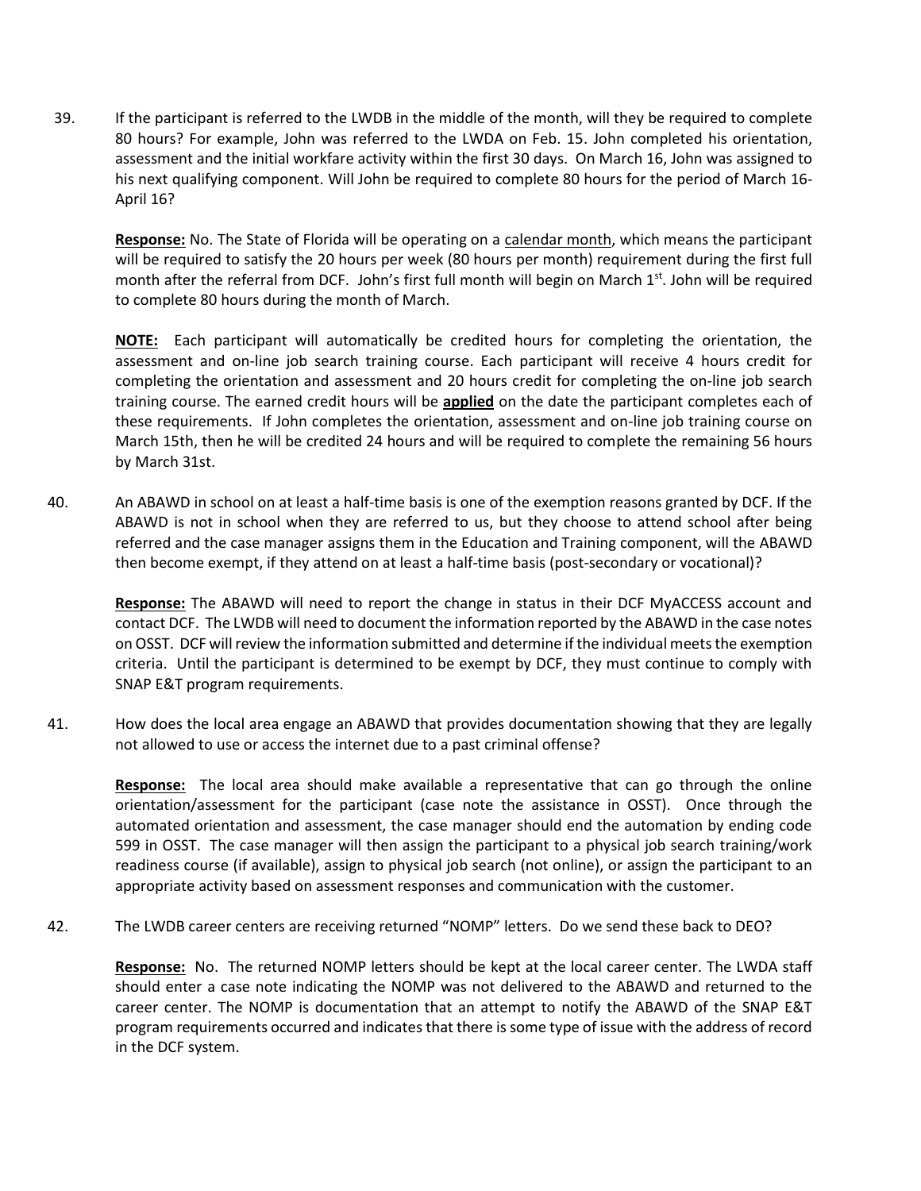39. If the participant is referred to the LWDB in the middle of the month, will they be required to complete 80 hours? For example, John was referred to the LWDA on Feb. 15. John completed his orientation, assessment and the initial workfare activity within the first 30 days. On March 16, John was assigned to his next qualifying component. Will John be required to complete 80 hours for the period of March 16-April 16?

    **Response:** No. The State of Florida will be operating on a calendar month, which means the participant will be required to satisfy the 20 hours per week (80 hours per month) requirement during the first full month after the referral from DCF. John's first full month will begin on March 1st. John will be required to complete 80 hours during the month of March.

    **NOTE:** Each participant will automatically be credited hours for completing the orientation, the assessment and on-line job search training course. Each participant will receive 4 hours credit for completing the orientation and assessment and 20 hours credit for completing the on-line job search training course. The earned credit hours will be **applied** on the date the participant completes each of these requirements. If John completes the orientation, assessment and on-line job training course on March 15th, then he will be credited 24 hours and will be required to complete the remaining 56 hours by March 31st.

40. An ABAWD in school on at least a half-time basis is one of the exemption reasons granted by DCF. If the ABAWD is not in school when they are referred to us, but they choose to attend school after being referred and the case manager assigns them in the Education and Training component, will the ABAWD then become exempt, if they attend on at least a half-time basis (post-secondary or vocational)?

    **Response:** The ABAWD will need to report the change in status in their DCF MyACCESS account and contact DCF. The LWDB will need to document the information reported by the ABAWD in the case notes on OSST. DCF will review the information submitted and determine if the individual meets the exemption criteria. Until the participant is determined to be exempt by DCF, they must continue to comply with SNAP E&T program requirements.

41. How does the local area engage an ABAWD that provides documentation showing that they are legally not allowed to use or access the internet due to a past criminal offense?

    **Response:** The local area should make available a representative that can go through the online orientation/assessment for the participant (case note the assistance in OSST). Once through the automated orientation and assessment, the case manager should end the automation by ending code 599 in OSST. The case manager will then assign the participant to a physical job search training/work readiness course (if available), assign to physical job search (not online), or assign the participant to an appropriate activity based on assessment responses and communication with the customer.

42. The LWDB career centers are receiving returned "NOMP" letters. Do we send these back to DEO?

    **Response:** No. The returned NOMP letters should be kept at the local career center. The LWDA staff should enter a case note indicating the NOMP was not delivered to the ABAWD and returned to the career center. The NOMP is documentation that an attempt to notify the ABAWD of the SNAP E&T program requirements occurred and indicates that there is some type of issue with the address of record in the DCF system.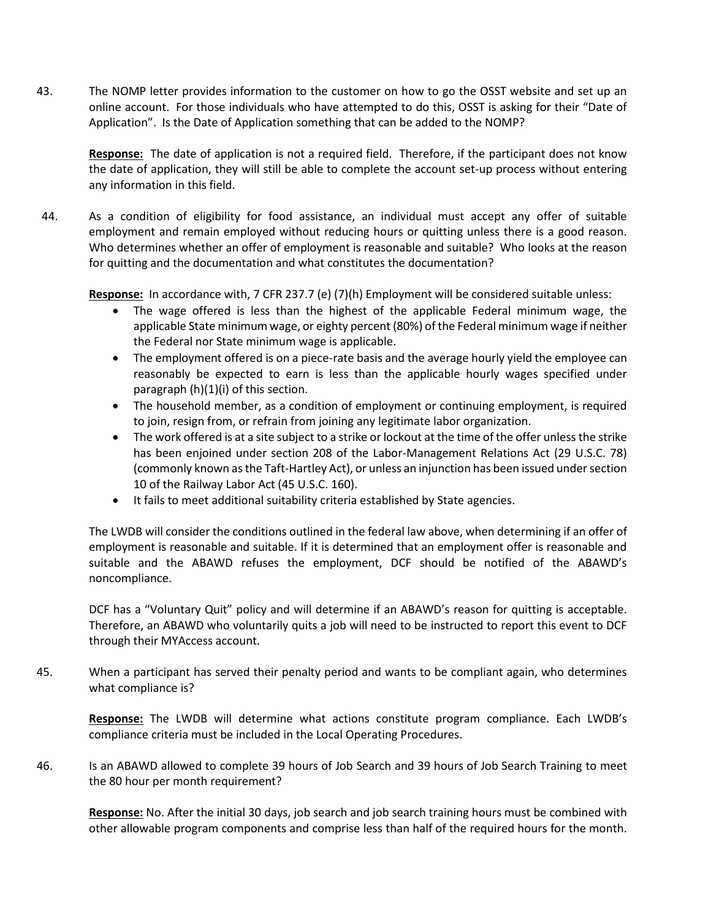43. The NOMP letter provides information to the customer on how to go the OSST website and set up an online account. For those individuals who have attempted to do this, OSST is asking for their "Date of Application". Is the Date of Application something that can be added to the NOMP?

    **Response:** The date of application is not a required field. Therefore, if the participant does not know the date of application, they will still be able to complete the account set-up process without entering any information in this field.

44. As a condition of eligibility for food assistance, an individual must accept any offer of suitable employment and remain employed without reducing hours or quitting unless there is a good reason. Who determines whether an offer of employment is reasonable and suitable? Who looks at the reason for quitting and the documentation and what constitutes the documentation?

    **Response:** In accordance with, 7 CFR 237.7 (e) (7)(h) Employment will be considered suitable unless:

    - The wage offered is less than the highest of the applicable Federal minimum wage, the applicable State minimum wage, or eighty percent (80%) of the Federal minimum wage if neither the Federal nor State minimum wage is applicable.
    - The employment offered is on a piece-rate basis and the average hourly yield the employee can reasonably be expected to earn is less than the applicable hourly wages specified under paragraph (h)(1)(i) of this section.
    - The household member, as a condition of employment or continuing employment, is required to join, resign from, or refrain from joining any legitimate labor organization.
    - The work offered is at a site subject to a strike or lockout at the time of the offer unless the strike has been enjoined under section 208 of the Labor-Management Relations Act (29 U.S.C. 78) (commonly known as the Taft-Hartley Act), or unless an injunction has been issued under section 10 of the Railway Labor Act (45 U.S.C. 160).
    - It fails to meet additional suitability criteria established by State agencies.

    The LWDB will consider the conditions outlined in the federal law above, when determining if an offer of employment is reasonable and suitable. If it is determined that an employment offer is reasonable and suitable and the ABAWD refuses the employment, DCF should be notified of the ABAWD's noncompliance.

    DCF has a "Voluntary Quit" policy and will determine if an ABAWD's reason for quitting is acceptable. Therefore, an ABAWD who voluntarily quits a job will need to be instructed to report this event to DCF through their MYAccess account.

45. When a participant has served their penalty period and wants to be compliant again, who determines what compliance is?

    **Response:** The LWDB will determine what actions constitute program compliance. Each LWDB's compliance criteria must be included in the Local Operating Procedures.

46. Is an ABAWD allowed to complete 39 hours of Job Search and 39 hours of Job Search Training to meet the 80 hour per month requirement?

    **Response:** No. After the initial 30 days, job search and job search training hours must be combined with other allowable program components and comprise less than half of the required hours for the month.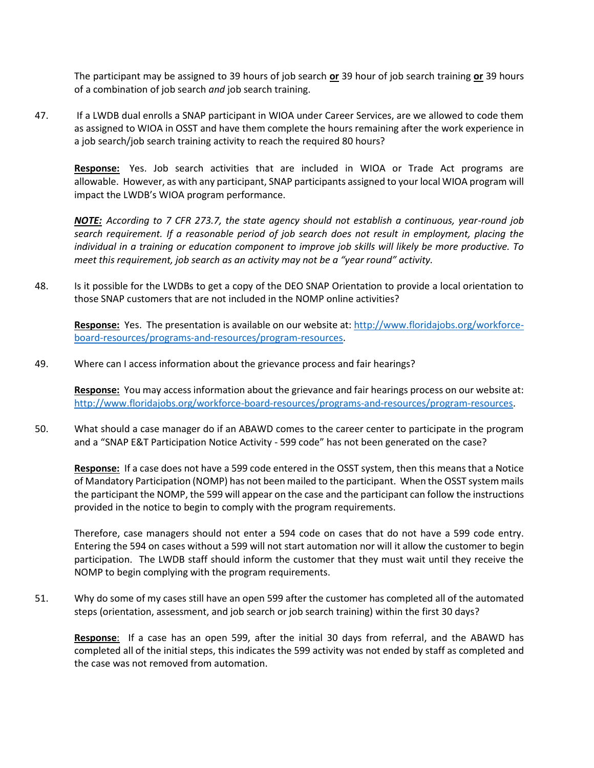The participant may be assigned to 39 hours of job search **or** 39 hour of job search training **or** 39 hours of a combination of job search *and* job search training.

47. If a LWDB dual enrolls a SNAP participant in WIOA under Career Services, are we allowed to code them as assigned to WIOA in OSST and have them complete the hours remaining after the work experience in a job search/job search training activity to reach the required 80 hours?

 **Response:** Yes. Job search activities that are included in WIOA or Trade Act programs are allowable. However, as with any participant, SNAP participants assigned to your local WIOA program will impact the LWDB's WIOA program performance.

 ***NOTE:*** *According to 7 CFR 273.7, the state agency should not establish a continuous, year-round job search requirement. If a reasonable period of job search does not result in employment, placing the individual in a training or education component to improve job skills will likely be more productive. To meet this requirement, job search as an activity may not be a "year round" activity.*

48. Is it possible for the LWDBs to get a copy of the DEO SNAP Orientation to provide a local orientation to those SNAP customers that are not included in the NOMP online activities?

 **Response:** Yes. The presentation is available on our website at: http://www.floridajobs.org/workforce-board-resources/programs-and-resources/program-resources.

49. Where can I access information about the grievance process and fair hearings?

 **Response:** You may access information about the grievance and fair hearings process on our website at: http://www.floridajobs.org/workforce-board-resources/programs-and-resources/program-resources.

50. What should a case manager do if an ABAWD comes to the career center to participate in the program and a "SNAP E&T Participation Notice Activity - 599 code" has not been generated on the case?

 **Response:** If a case does not have a 599 code entered in the OSST system, then this means that a Notice of Mandatory Participation (NOMP) has not been mailed to the participant. When the OSST system mails the participant the NOMP, the 599 will appear on the case and the participant can follow the instructions provided in the notice to begin to comply with the program requirements.

 Therefore, case managers should not enter a 594 code on cases that do not have a 599 code entry. Entering the 594 on cases without a 599 will not start automation nor will it allow the customer to begin participation. The LWDB staff should inform the customer that they must wait until they receive the NOMP to begin complying with the program requirements.

51. Why do some of my cases still have an open 599 after the customer has completed all of the automated steps (orientation, assessment, and job search or job search training) within the first 30 days?

 **Response**: If a case has an open 599, after the initial 30 days from referral, and the ABAWD has completed all of the initial steps, this indicates the 599 activity was not ended by staff as completed and the case was not removed from automation.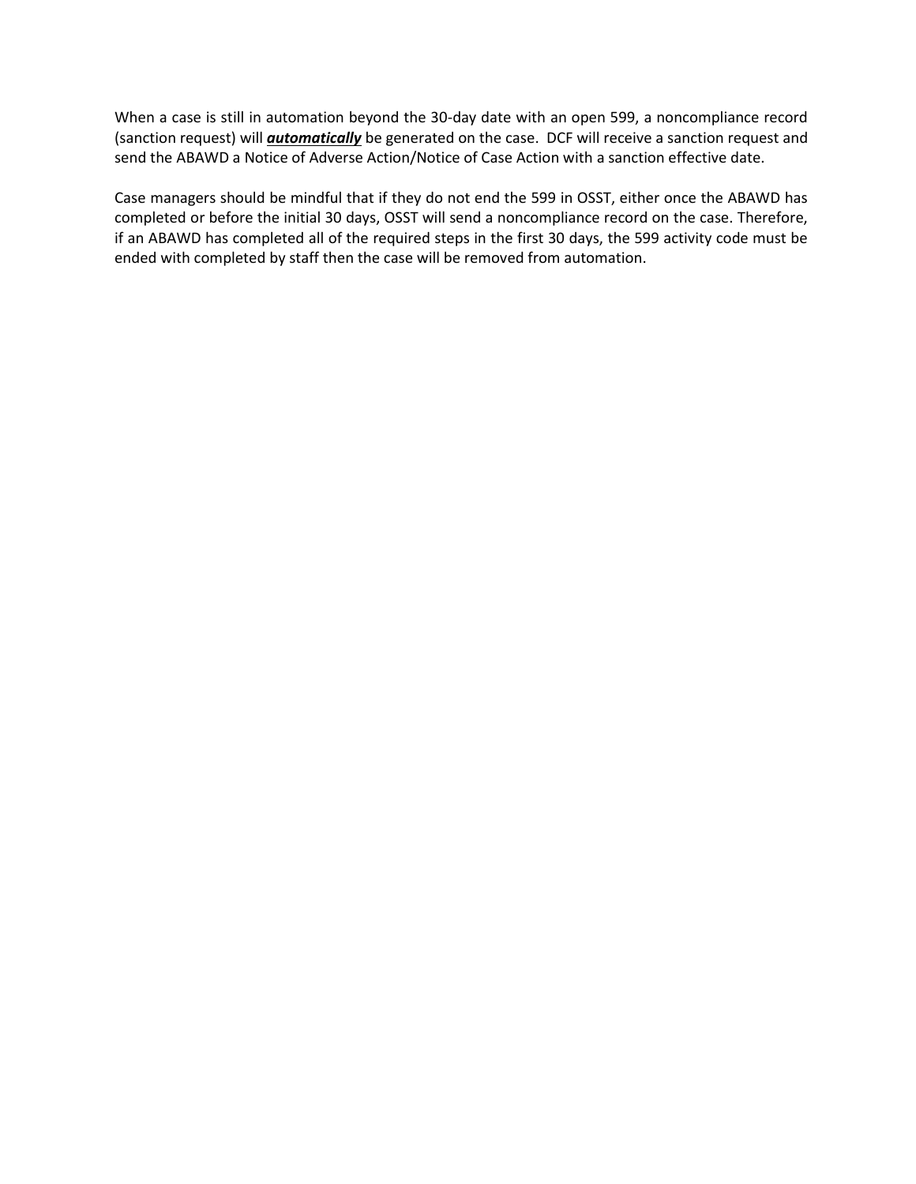When a case is still in automation beyond the 30-day date with an open 599, a noncompliance record (sanction request) will ***<u>automatically</u>*** be generated on the case. DCF will receive a sanction request and send the ABAWD a Notice of Adverse Action/Notice of Case Action with a sanction effective date.

Case managers should be mindful that if they do not end the 599 in OSST, either once the ABAWD has completed or before the initial 30 days, OSST will send a noncompliance record on the case. Therefore, if an ABAWD has completed all of the required steps in the first 30 days, the 599 activity code must be ended with completed by staff then the case will be removed from automation.